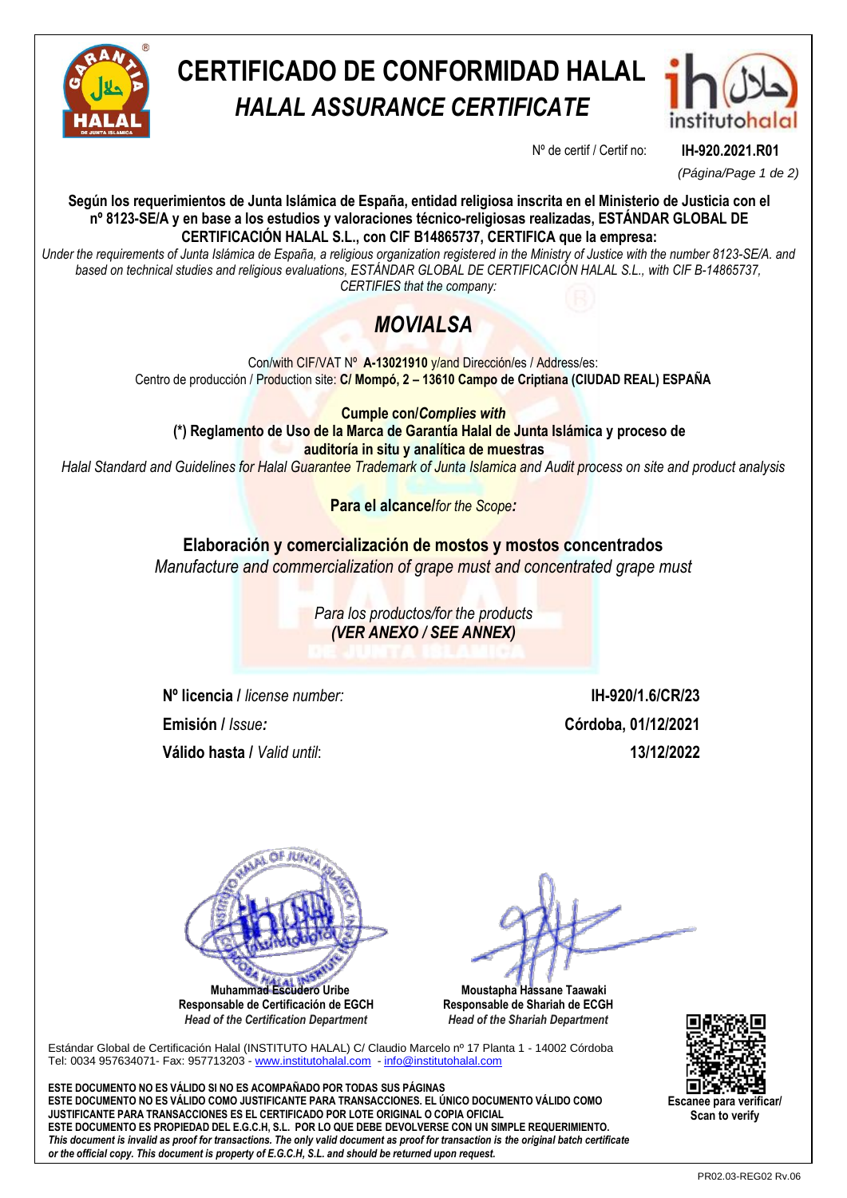# CERTIFICADO DE CONFORMIDAD HALAL

## *HALAL ASSURANCE CERTIFICATE*

Nº de certif / Certif no: **IH-920.2021.R01**

**Según los requerimientos de Junta Islámica de España, entidad religiosa inscrita en el Ministerio de Justicia con el nº 8123-SE/A y en base a los estudios y valoraciones técnico-religiosas realizadas, ESTÁNDAR GLOBAL DE CERTIFICACIÓN HALAL S.L., con CIF B14865737, CERTIFICA que la empresa:**

*Under the requirements of Junta Islámica de España, a religious organization registered in the Ministry of Justice with the number 8123-SE/A. and based on technical studies and religious evaluations, ESTÁNDAR GLOBAL DE CERTIFICACIÓN HALAL S.L., with CIF B-14865737, CERTIFIES that the company:*

## *MOVIALSA*

Con/with CIF/VAT Nº **A-13021910** y/and Dirección/es / Address/es:
Centro de producción / Production site: **C/ Mompó, 2 – 13610 Campo de Criptiana (CIUDAD REAL) ESPAÑA**

**Cumple con/*Complies with***

**(\*) Reglamento de Uso de la Marca de Garantía Halal de Junta Islámica y proceso de auditoría in situ y analítica de muestras**

*Halal Standard and Guidelines for Halal Guarantee Trademark of Junta Islamica and Audit process on site and product analysis*

**Para el alcance/***for the Scope***:**

**Elaboración y comercialización de mostos y mostos concentrados**

*Manufacture and commercialization of grape must and concentrated grape must*

*Para los productos/for the products*

***(VER ANEXO / SEE ANNEX)***

| | |
|---|---|
| **Nº licencia** / *license number:* | **IH-920/1.6/CR/23** |
| **Emisión** / *Issue:* | **Córdoba, 01/12/2021** |
| **Válido hasta** / *Valid until*: | **13/12/2022** |

**Muhammad Escudero Uribe**
**Responsable de Certificación de EGCH**
***Head of the Certification Department***

**Moustapha Hassane Taawaki**
**Responsable de Shariah de ECGH**
***Head of the Shariah Department***

Estándar Global de Certificación Halal (INSTITUTO HALAL) C/ Claudio Marcelo nº 17 Planta 1 - 14002 Córdoba
Tel: 0034 957634071- Fax: 957713203 - www.institutohalal.com - info@institutohalal.com

**Escanee para verificar/ Scan to verify**

**ESTE DOCUMENTO NO ES VÁLIDO SI NO ES ACOMPAÑADO POR TODAS SUS PÁGINAS**
**ESTE DOCUMENTO NO ES VÁLIDO COMO JUSTIFICANTE PARA TRANSACCIONES. EL ÚNICO DOCUMENTO VÁLIDO COMO JUSTIFICANTE PARA TRANSACCIONES ES EL CERTIFICADO POR LOTE ORIGINAL O COPIA OFICIAL**
**ESTE DOCUMENTO ES PROPIEDAD DEL E.G.C.H, S.L. POR LO QUE DEBE DEVOLVERSE CON UN SIMPLE REQUERIMIENTO.**
***This document is invalid as proof for transactions. The only valid document as proof for transaction is the original batch certificate or the official copy. This document is property of E.G.C.H, S.L. and should be returned upon request.***

PR02.03-REG02 Rv.06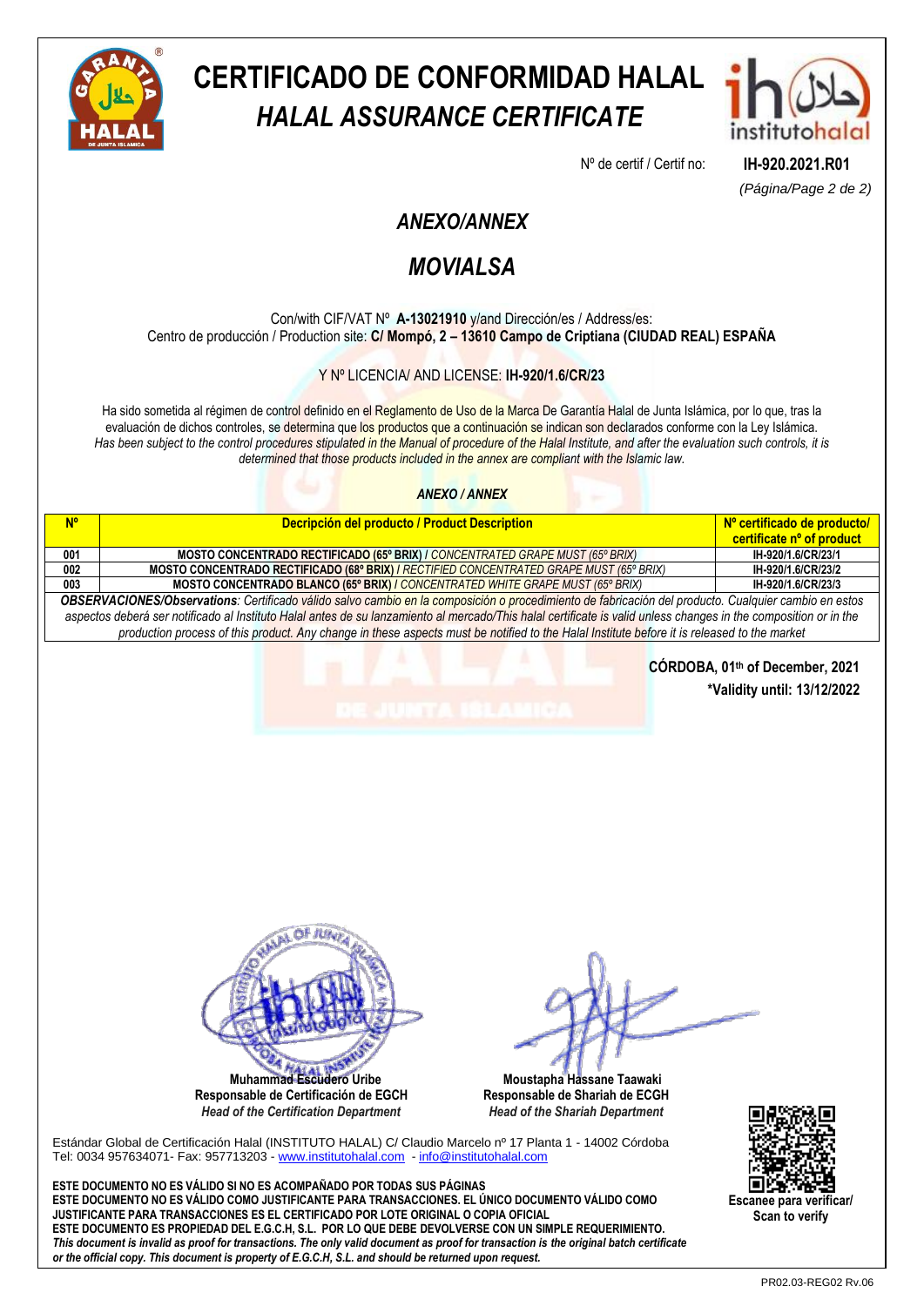# CERTIFICADO DE CONFORMIDAD HALAL

## *HALAL ASSURANCE CERTIFICATE*

Nº de certif / Certif no: **IH-920.2021.R01**

*(Página/Page 2 de 2)*

## *ANEXO/ANNEX*

## *MOVIALSA*

Con/with CIF/VAT Nº **A-13021910** y/and Dirección/es / Address/es:
Centro de producción / Production site: **C/ Mompó, 2 – 13610 Campo de Criptiana (CIUDAD REAL) ESPAÑA**

Y Nº LICENCIA/ AND LICENSE: **IH-920/1.6/CR/23**

Ha sido sometida al régimen de control definido en el Reglamento de Uso de la Marca De Garantía Halal de Junta Islámica, por lo que, tras la evaluación de dichos controles, se determina que los productos que a continuación se indican son declarados conforme con la Ley Islámica.
*Has been subject to the control procedures stipulated in the Manual of procedure of the Halal Institute, and after the evaluation such controls, it is determined that those products included in the annex are compliant with the Islamic law.*

*ANEXO / ANNEX*

| Nº | Decripción del producto / Product Description | Nº certificado de producto/ certificate nº of product |
|---|---|---|
| 001 | **MOSTO CONCENTRADO RECTIFICADO (65º BRIX)** / *CONCENTRATED GRAPE MUST (65º BRIX)* | IH-920/1.6/CR/23/1 |
| 002 | **MOSTO CONCENTRADO RECTIFICADO (68º BRIX)** / *RECTIFIED CONCENTRATED GRAPE MUST (65º BRIX)* | IH-920/1.6/CR/23/2 |
| 003 | **MOSTO CONCENTRADO BLANCO (65º BRIX)** / *CONCENTRATED WHITE GRAPE MUST (65º BRIX)* | IH-920/1.6/CR/23/3 |

***OBSERVACIONES/Observations****: Certificado válido salvo cambio en la composición o procedimiento de fabricación del producto. Cualquier cambio en estos aspectos deberá ser notificado al Instituto Halal antes de su lanzamiento al mercado/This halal certificate is valid unless changes in the composition or in the production process of this product. Any change in these aspects must be notified to the Halal Institute before it is released to the market*

**CÓRDOBA, 01th of December, 2021**
**\*Validity until: 13/12/2022**

**Muhammad Escudero Uribe**
**Responsable de Certificación de EGCH**
***Head of the Certification Department***

**Moustapha Hassane Taawaki**
**Responsable de Shariah de ECGH**
***Head of the Shariah Department***

Estándar Global de Certificación Halal (INSTITUTO HALAL) C/ Claudio Marcelo nº 17 Planta 1 - 14002 Córdoba
Tel: 0034 957634071- Fax: 957713203 - www.institutohalal.com - info@institutohalal.com

**Escanee para verificar/ Scan to verify**

**ESTE DOCUMENTO NO ES VÁLIDO SI NO ES ACOMPAÑADO POR TODAS SUS PÁGINAS**
**ESTE DOCUMENTO NO ES VÁLIDO COMO JUSTIFICANTE PARA TRANSACCIONES. EL ÚNICO DOCUMENTO VÁLIDO COMO JUSTIFICANTE PARA TRANSACCIONES ES EL CERTIFICADO POR LOTE ORIGINAL O COPIA OFICIAL**
**ESTE DOCUMENTO ES PROPIEDAD DEL E.G.C.H, S.L. POR LO QUE DEBE DEVOLVERSE CON UN SIMPLE REQUERIMIENTO.**
***This document is invalid as proof for transactions. The only valid document as proof for transaction is the original batch certificate or the official copy. This document is property of E.G.C.H, S.L. and should be returned upon request.***

PR02.03-REG02 Rv.06